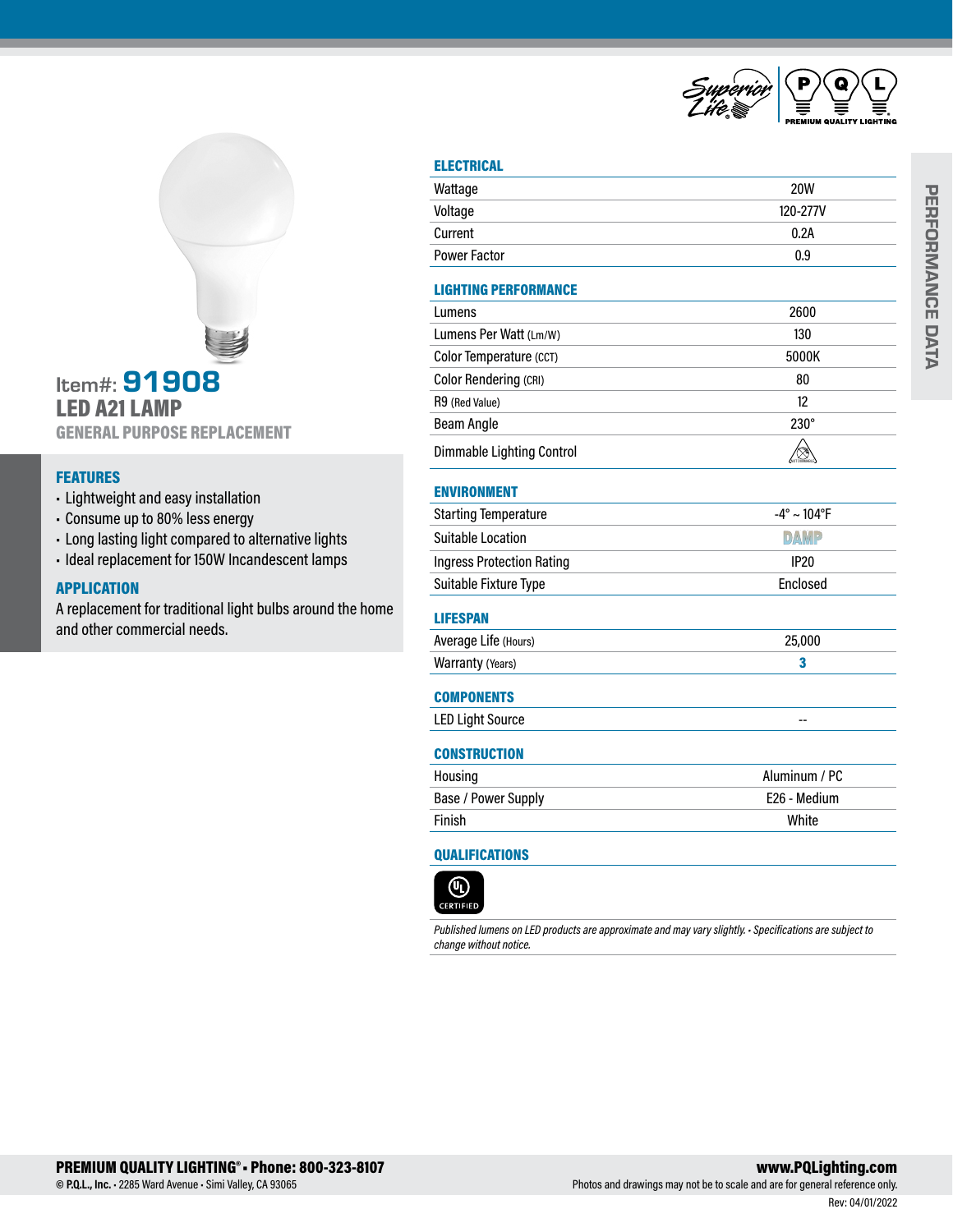PERFORMANCE DATA

# Item#: 91908

## LED A21 LAMP

### GENERAL PURPOSE REPLACEMENT

### FEATURES

- Lightweight and easy installation
- Consume up to 80% less energy
- Long lasting light compared to alternative lights
- Ideal replacement for 150W Incandescent lamps

### APPLICATION

A replacement for traditional light bulbs around the home and other commercial needs.

| ELECTRICAL | |
|---|---|
| Wattage | 20W |
| Voltage | 120-277V |
| Current | 0.2A |
| Power Factor | 0.9 |

| LIGHTING PERFORMANCE | |
|---|---|
| Lumens | 2600 |
| Lumens Per Watt (Lm/W) | 130 |
| Color Temperature (CCT) | 5000K |
| Color Rendering (CRI) | 80 |
| R9 (Red Value) | 12 |
| Beam Angle | 230° |
| Dimmable Lighting Control | NOT DIMMABLE |

| ENVIRONMENT | |
|---|---|
| Starting Temperature | -4° ~ 104°F |
| Suitable Location | DAMP |
| Ingress Protection Rating | IP20 |
| Suitable Fixture Type | Enclosed |

| LIFESPAN | |
|---|---|
| Average Life (Hours) | 25,000 |
| Warranty (Years) | 3 |

| COMPONENTS | |
|---|---|
| LED Light Source | -- |

| CONSTRUCTION | |
|---|---|
| Housing | Aluminum / PC |
| Base / Power Supply | E26 - Medium |
| Finish | White |

### QUALIFICATIONS

UL CERTIFIED

*Published lumens on LED products are approximate and may vary slightly. • Specifications are subject to change without notice.*

**PREMIUM QUALITY LIGHTING® • Phone: 800-323-8107**
© **P.Q.L., Inc.** • 2285 Ward Avenue • Simi Valley, CA 93065

**www.PQLighting.com**
Photos and drawings may not be to scale and are for general reference only.

Rev: 04/01/2022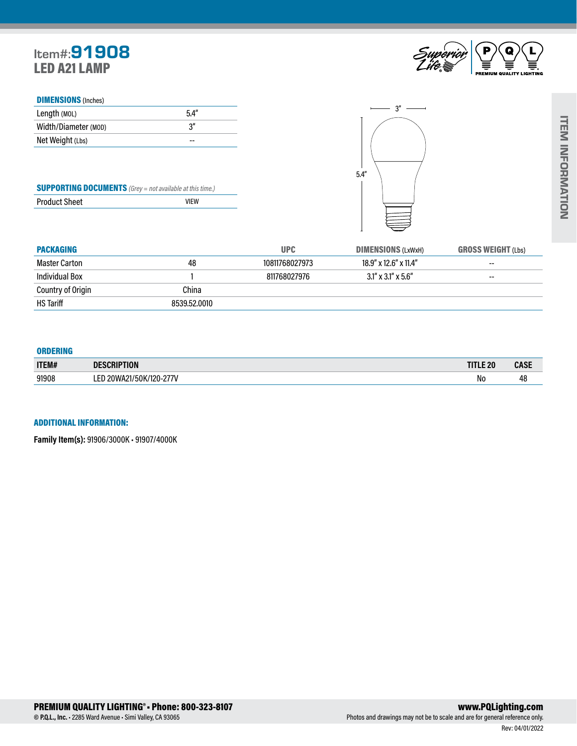# Item#:91908
## LED A21 LAMP

### DIMENSIONS (Inches)

| | |
|---|---|
| Length (MOL) | 5.4" |
| Width/Diameter (MOD) | 3" |
| Net Weight (Lbs) | -- |

3"

5.4"

### SUPPORTING DOCUMENTS *(Grey = not available at this time.)*

| | |
|---|---|
| Product Sheet | VIEW |

### PACKAGING

| PACKAGING | | UPC | DIMENSIONS (LxWxH) | GROSS WEIGHT (Lbs) |
|---|---|---|---|---|
| Master Carton | 48 | 10811768027973 | 18.9" x 12.6" x 11.4" | -- |
| Individual Box | 1 | 811768027976 | 3.1" x 3.1" x 5.6" | -- |
| Country of Origin | China | | | |
| HS Tariff | 8539.52.0010 | | | |

### ORDERING

| ITEM# | DESCRIPTION | TITLE 20 | CASE |
|---|---|---|---|
| 91908 | LED 20WA21/50K/120-277V | No | 48 |

### ADDITIONAL INFORMATION:

**Family Item(s):** 91906/3000K • 91907/4000K

**PREMIUM QUALITY LIGHTING® • Phone: 800-323-8107**
© **P.Q.L., Inc.** • 2285 Ward Avenue • Simi Valley, CA 93065

**www.PQLighting.com**
Photos and drawings may not be to scale and are for general reference only.
Rev: 04/01/2022